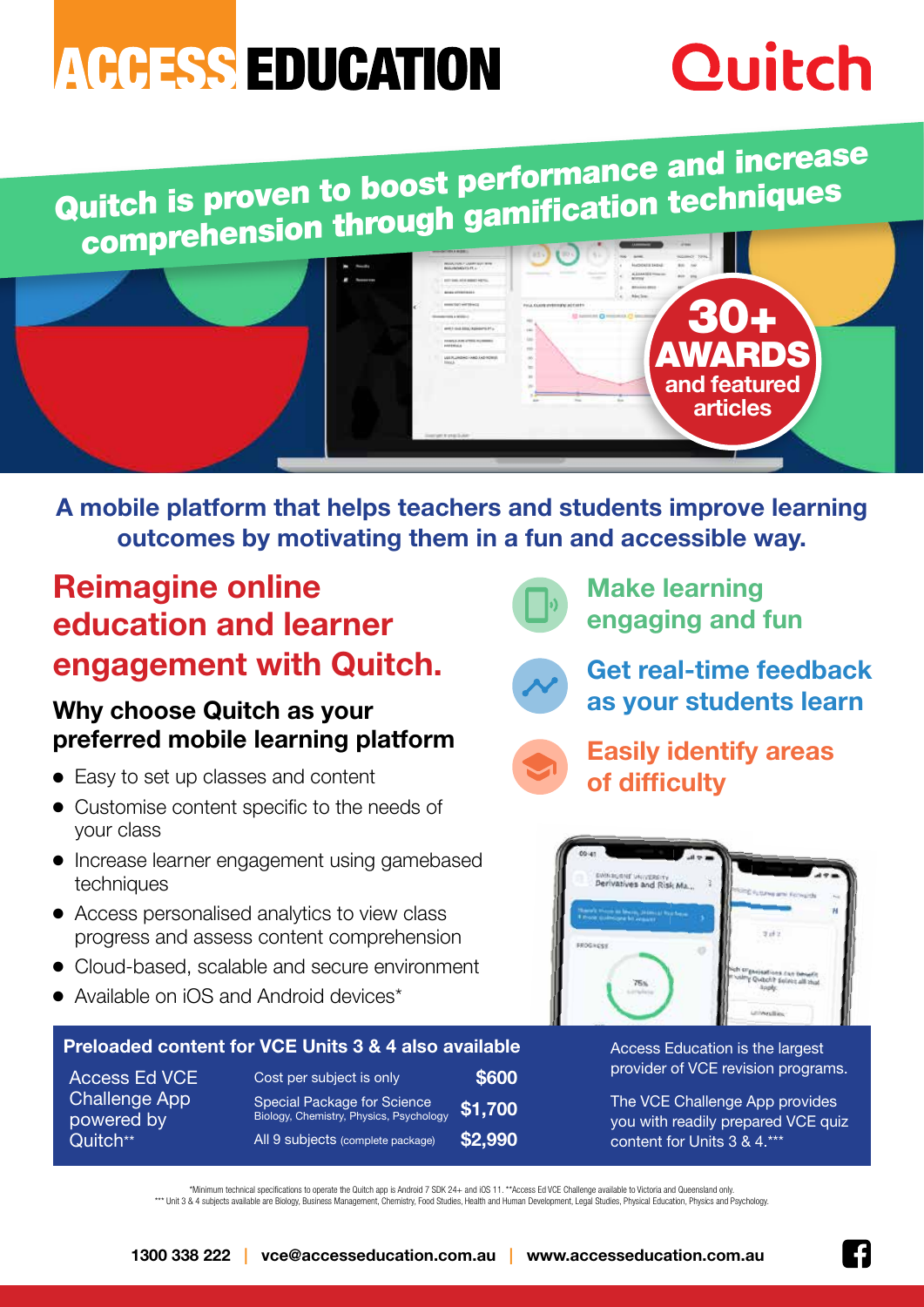# ACCESS EDUCATION

# Quitch

## Quitch is proven to boost performance and increase comprehension through gamification techniques

**30+ AWARDS and featured articles**

**A mobile platform that helps teachers and students improve learning outcomes by motivating them in a fun and accessible way.**

## Reimagine online education and learner engagement with Quitch.

### Why choose Quitch as your preferred mobile learning platform

- Easy to set up classes and content
- Customise content specific to the needs of your class
- Increase learner engagement using gamebased techniques
- Access personalised analytics to view class progress and assess content comprehension
- Cloud-based, scalable and secure environment
- Available on iOS and Android devices*

**Make learning engaging and fun**

**Get real-time feedback as your students learn**

**Easily identify areas of difficulty**

### Preloaded content for VCE Units 3 & 4 also available

Access Ed VCE Challenge App powered by Quitch**

| | |
|---|---|
| Cost per subject is only | $600 |
| Special Package for Science (Biology, Chemistry, Physics, Psychology) | $1,700 |
| All 9 subjects (complete package) | $2,990 |

Access Education is the largest provider of VCE revision programs.

The VCE Challenge App provides you with readily prepared VCE quiz content for Units 3 & 4.***

*Minimum technical specifications to operate the Quitch app is Android 7 SDK 24+ and iOS 11. **Access Ed VCE Challenge available to Victoria and Queensland only.
*** Unit 3 & 4 subjects available are Biology, Business Management, Chemistry, Food Studies, Health and Human Development, Legal Studies, Physical Education, Physics and Psychology.

**1300 338 222 | vce@accesseducation.com.au | www.accesseducation.com.au**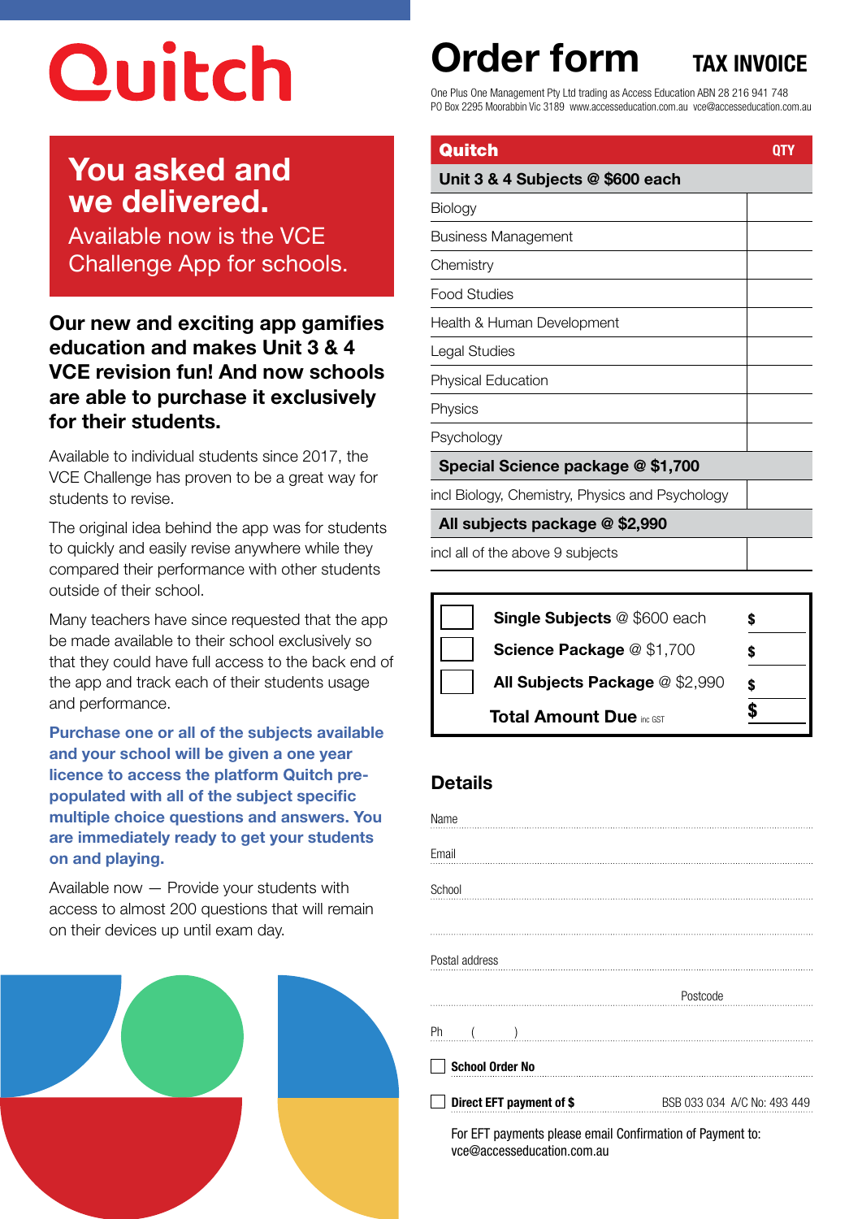# Quitch

## You asked and we delivered.

Available now is the VCE Challenge App for schools.

**Our new and exciting app gamifies education and makes Unit 3 & 4 VCE revision fun! And now schools are able to purchase it exclusively for their students.**

Available to individual students since 2017, the VCE Challenge has proven to be a great way for students to revise.

The original idea behind the app was for students to quickly and easily revise anywhere while they compared their performance with other students outside of their school.

Many teachers have since requested that the app be made available to their school exclusively so that they could have full access to the back end of the app and track each of their students usage and performance.

**Purchase one or all of the subjects available and your school will be given a one year licence to access the platform Quitch pre-populated with all of the subject specific multiple choice questions and answers. You are immediately ready to get your students on and playing.**

Available now — Provide your students with access to almost 200 questions that will remain on their devices up until exam day.

# Order form

## TAX INVOICE

One Plus One Management Pty Ltd trading as Access Education ABN 28 216 941 748
PO Box 2295 Moorabbin Vic 3189 www.accesseducation.com.au vce@accesseducation.com.au

| Quitch | QTY |
|---|---|
| **Unit 3 & 4 Subjects @ $600 each** | |
| Biology | |
| Business Management | |
| Chemistry | |
| Food Studies | |
| Health & Human Development | |
| Legal Studies | |
| Physical Education | |
| Physics | |
| Psychology | |
| **Special Science package @ $1,700** | |
| incl Biology, Chemistry, Physics and Psychology | |
| **All subjects package @ $2,990** | |
| incl all of the above 9 subjects | |

| | | |
|---|---|---|
| ☐ | **Single Subjects** @ $600 each | $ |
| ☐ | **Science Package** @ $1,700 | $ |
| ☐ | **All Subjects Package** @ $2,990 | $ |
| | **Total Amount Due** inc GST | $ |

## Details

Name

Email

School

Postal address

Postcode

Ph ( )

☐ **School Order No**

☐ **Direct EFT payment of $** BSB 033 034 A/C No: 493 449

For EFT payments please email Confirmation of Payment to: vce@accesseducation.com.au